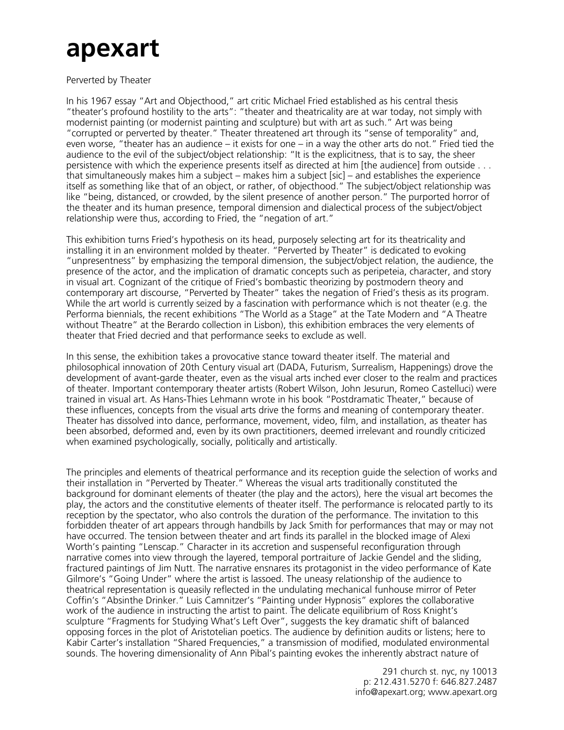# apexart

Perverted by Theater

In his 1967 essay "Art and Objecthood," art critic Michael Fried established as his central thesis "theater's profound hostility to the arts": "theater and theatricality are at war today, not simply with modernist painting (or modernist painting and sculpture) but with art as such." Art was being "corrupted or perverted by theater." Theater threatened art through its "sense of temporality" and, even worse, "theater has an audience – it exists for one – in a way the other arts do not." Fried tied the audience to the evil of the subject/object relationship: "It is the explicitness, that is to say, the sheer persistence with which the experience presents itself as directed at him [the audience] from outside . . . that simultaneously makes him a subject – makes him a subject [sic] – and establishes the experience itself as something like that of an object, or rather, of objecthood." The subject/object relationship was like "being, distanced, or crowded, by the silent presence of another person." The purported horror of the theater and its human presence, temporal dimension and dialectical process of the subject/object relationship were thus, according to Fried, the "negation of art."

This exhibition turns Fried's hypothesis on its head, purposely selecting art for its theatricality and installing it in an environment molded by theater. "Perverted by Theater" is dedicated to evoking "unpresentness" by emphasizing the temporal dimension, the subject/object relation, the audience, the presence of the actor, and the implication of dramatic concepts such as peripeteia, character, and story in visual art. Cognizant of the critique of Fried's bombastic theorizing by postmodern theory and contemporary art discourse, "Perverted by Theater" takes the negation of Fried's thesis as its program. While the art world is currently seized by a fascination with performance which is not theater (e.g. the Performa biennials, the recent exhibitions "The World as a Stage" at the Tate Modern and "A Theatre without Theatre" at the Berardo collection in Lisbon), this exhibition embraces the very elements of theater that Fried decried and that performance seeks to exclude as well.

In this sense, the exhibition takes a provocative stance toward theater itself. The material and philosophical innovation of 20th Century visual art (DADA, Futurism, Surrealism, Happenings) drove the development of avant-garde theater, even as the visual arts inched ever closer to the realm and practices of theater. Important contemporary theater artists (Robert Wilson, John Jesurun, Romeo Castelluci) were trained in visual art. As Hans-Thies Lehmann wrote in his book "Postdramatic Theater," because of these influences, concepts from the visual arts drive the forms and meaning of contemporary theater. Theater has dissolved into dance, performance, movement, video, film, and installation, as theater has been absorbed, deformed and, even by its own practitioners, deemed irrelevant and roundly criticized when examined psychologically, socially, politically and artistically.

The principles and elements of theatrical performance and its reception guide the selection of works and their installation in "Perverted by Theater." Whereas the visual arts traditionally constituted the background for dominant elements of theater (the play and the actors), here the visual art becomes the play, the actors and the constitutive elements of theater itself. The performance is relocated partly to its reception by the spectator, who also controls the duration of the performance. The invitation to this forbidden theater of art appears through handbills by Jack Smith for performances that may or may not have occurred. The tension between theater and art finds its parallel in the blocked image of Alexi Worth's painting "Lenscap." Character in its accretion and suspenseful reconfiguration through narrative comes into view through the layered, temporal portraiture of Jackie Gendel and the sliding, fractured paintings of Jim Nutt. The narrative ensnares its protagonist in the video performance of Kate Gilmore's "Going Under" where the artist is lassoed. The uneasy relationship of the audience to theatrical representation is queasily reflected in the undulating mechanical funhouse mirror of Peter Coffin's "Absinthe Drinker." Luis Camnitzer's "Painting under Hypnosis" explores the collaborative work of the audience in instructing the artist to paint. The delicate equilibrium of Ross Knight's sculpture "Fragments for Studying What's Left Over", suggests the key dramatic shift of balanced opposing forces in the plot of Aristotelian poetics. The audience by definition audits or listens; here to Kabir Carter's installation "Shared Frequencies," a transmission of modified, modulated environmental sounds. The hovering dimensionality of Ann Pibal's painting evokes the inherently abstract nature of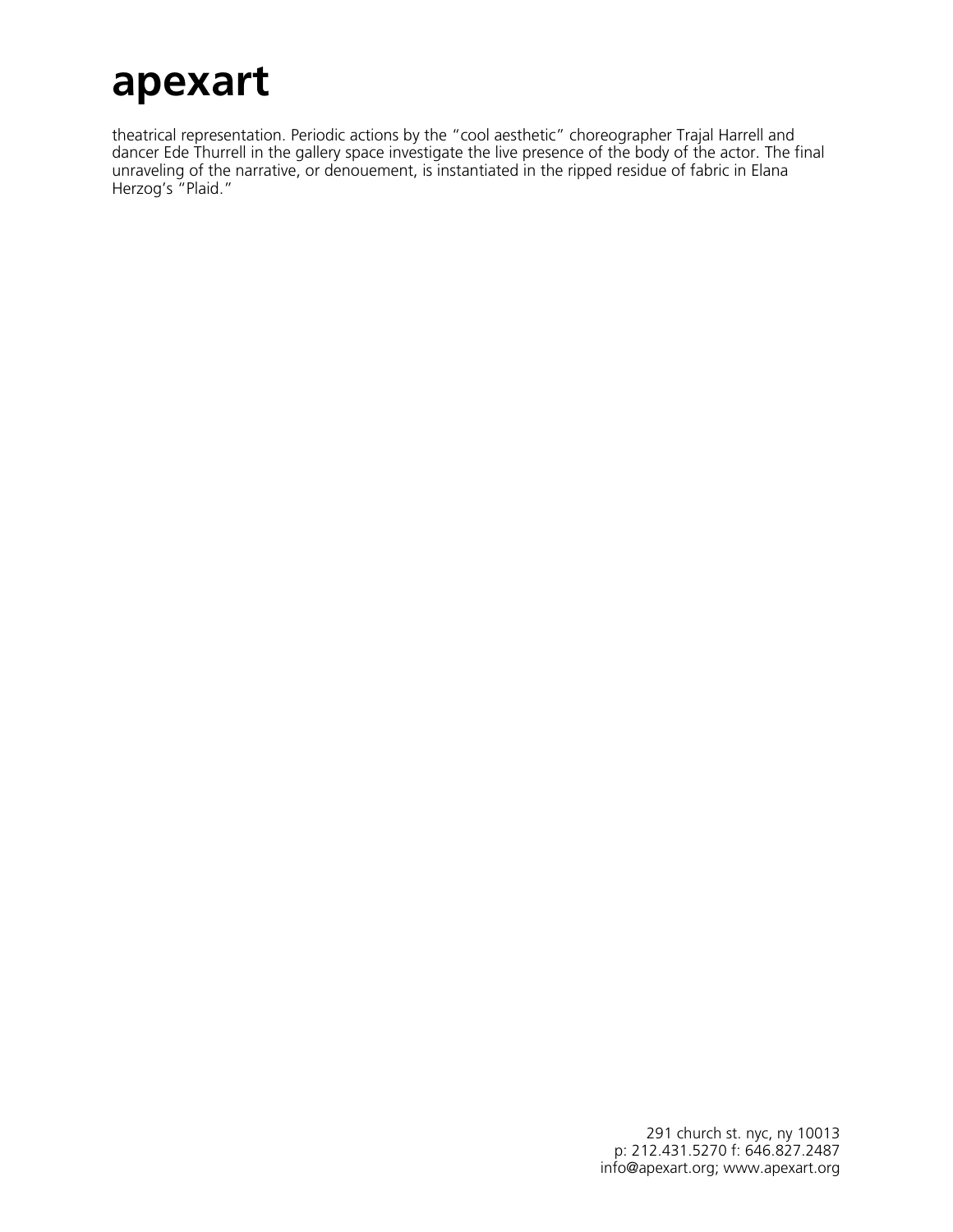theatrical representation. Periodic actions by the "cool aesthetic" choreographer Trajal Harrell and dancer Ede Thurrell in the gallery space investigate the live presence of the body of the actor. The final unraveling of the narrative, or denouement, is instantiated in the ripped residue of fabric in Elana Herzog's "Plaid."